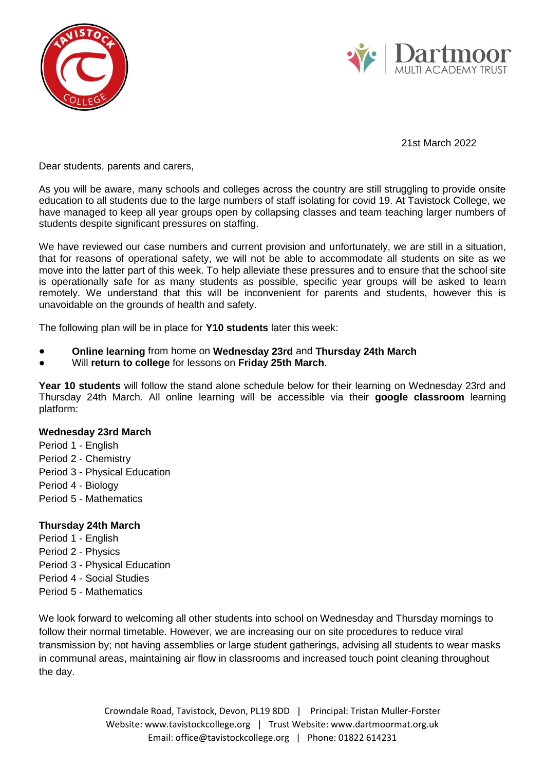21st March 2022

Dear students, parents and carers,

As you will be aware, many schools and colleges across the country are still struggling to provide onsite education to all students due to the large numbers of staff isolating for covid 19. At Tavistock College, we have managed to keep all year groups open by collapsing classes and team teaching larger numbers of students despite significant pressures on staffing.

We have reviewed our case numbers and current provision and unfortunately, we are still in a situation, that for reasons of operational safety, we will not be able to accommodate all students on site as we move into the latter part of this week. To help alleviate these pressures and to ensure that the school site is operationally safe for as many students as possible, specific year groups will be asked to learn remotely. We understand that this will be inconvenient for parents and students, however this is unavoidable on the grounds of health and safety.

The following plan will be in place for **Y10 students** later this week:

- **Online learning** from home on **Wednesday 23rd** and **Thursday 24th March**
- Will **return to college** for lessons on **Friday 25th March**.

**Year 10 students** will follow the stand alone schedule below for their learning on Wednesday 23rd and Thursday 24th March. All online learning will be accessible via their **google classroom** learning platform:

**Wednesday 23rd March**

Period 1 - English
Period 2 - Chemistry
Period 3 - Physical Education
Period 4 - Biology
Period 5 - Mathematics

**Thursday 24th March**

Period 1 - English
Period 2 - Physics
Period 3 - Physical Education
Period 4 - Social Studies
Period 5 - Mathematics

We look forward to welcoming all other students into school on Wednesday and Thursday mornings to follow their normal timetable. However, we are increasing our on site procedures to reduce viral transmission by; not having assemblies or large student gatherings, advising all students to wear masks in communal areas, maintaining air flow in classrooms and increased touch point cleaning throughout the day.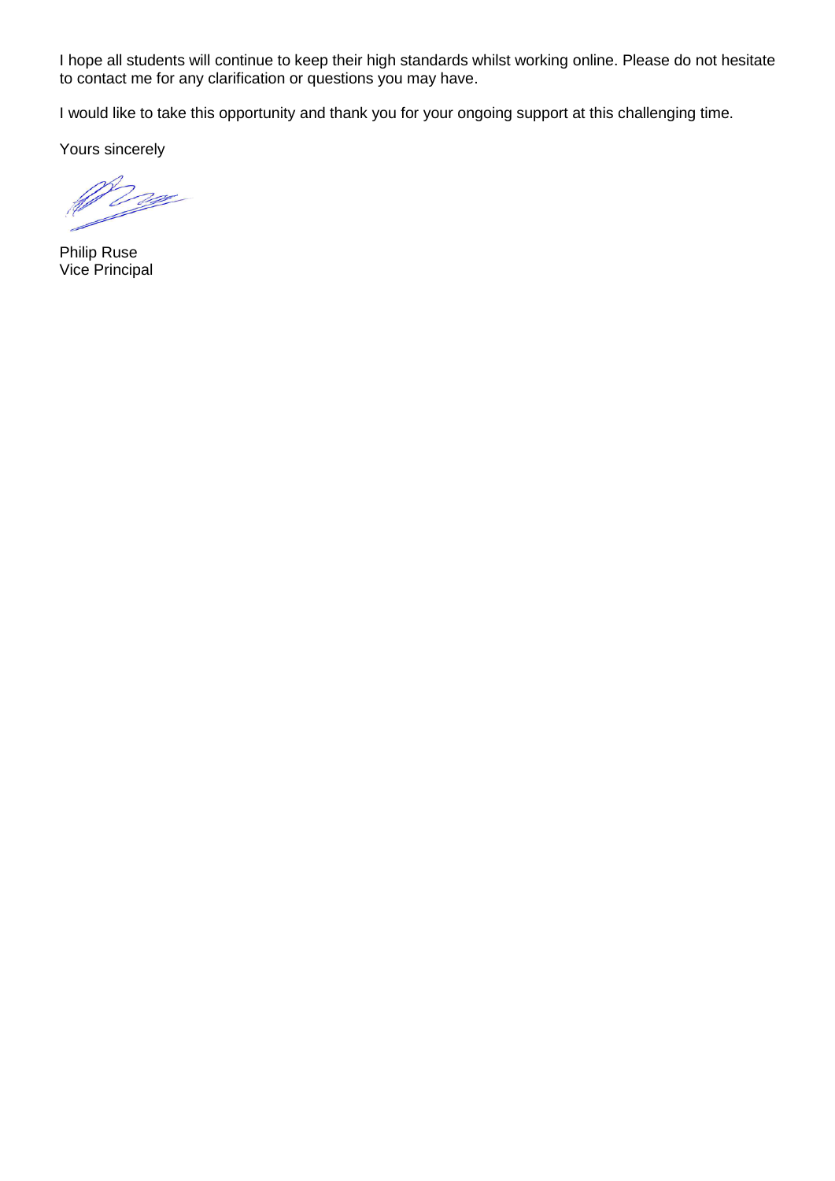I hope all students will continue to keep their high standards whilst working online. Please do not hesitate to contact me for any clarification or questions you may have.

I would like to take this opportunity and thank you for your ongoing support at this challenging time.

Yours sincerely

Philip Ruse
Vice Principal